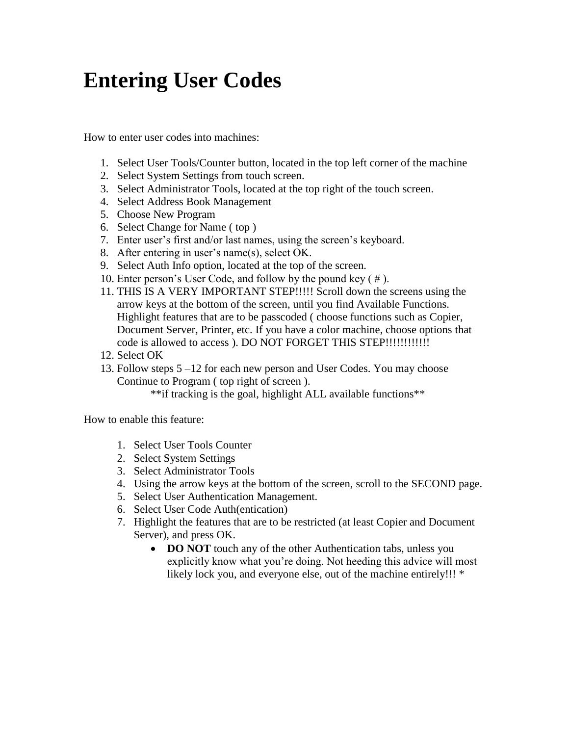# Entering User Codes

How to enter user codes into machines:

1. Select User Tools/Counter button, located in the top left corner of the machine
2. Select System Settings from touch screen.
3. Select Administrator Tools, located at the top right of the touch screen.
4. Select Address Book Management
5. Choose New Program
6. Select Change for Name ( top )
7. Enter user's first and/or last names, using the screen's keyboard.
8. After entering in user's name(s), select OK.
9. Select Auth Info option, located at the top of the screen.
10. Enter person's User Code, and follow by the pound key ( # ).
11. THIS IS A VERY IMPORTANT STEP!!!!! Scroll down the screens using the arrow keys at the bottom of the screen, until you find Available Functions. Highlight features that are to be passcoded ( choose functions such as Copier, Document Server, Printer, etc. If you have a color machine, choose options that code is allowed to access ). DO NOT FORGET THIS STEP!!!!!!!!!!!
12. Select OK
13. Follow steps 5 –12 for each new person and User Codes. You may choose Continue to Program ( top right of screen ).

    **if tracking is the goal, highlight ALL available functions**

How to enable this feature:

1. Select User Tools Counter
2. Select System Settings
3. Select Administrator Tools
4. Using the arrow keys at the bottom of the screen, scroll to the SECOND page.
5. Select User Authentication Management.
6. Select User Code Auth(entication)
7. Highlight the features that are to be restricted (at least Copier and Document Server), and press OK.
   - **DO NOT** touch any of the other Authentication tabs, unless you explicitly know what you're doing. Not heeding this advice will most likely lock you, and everyone else, out of the machine entirely!!! *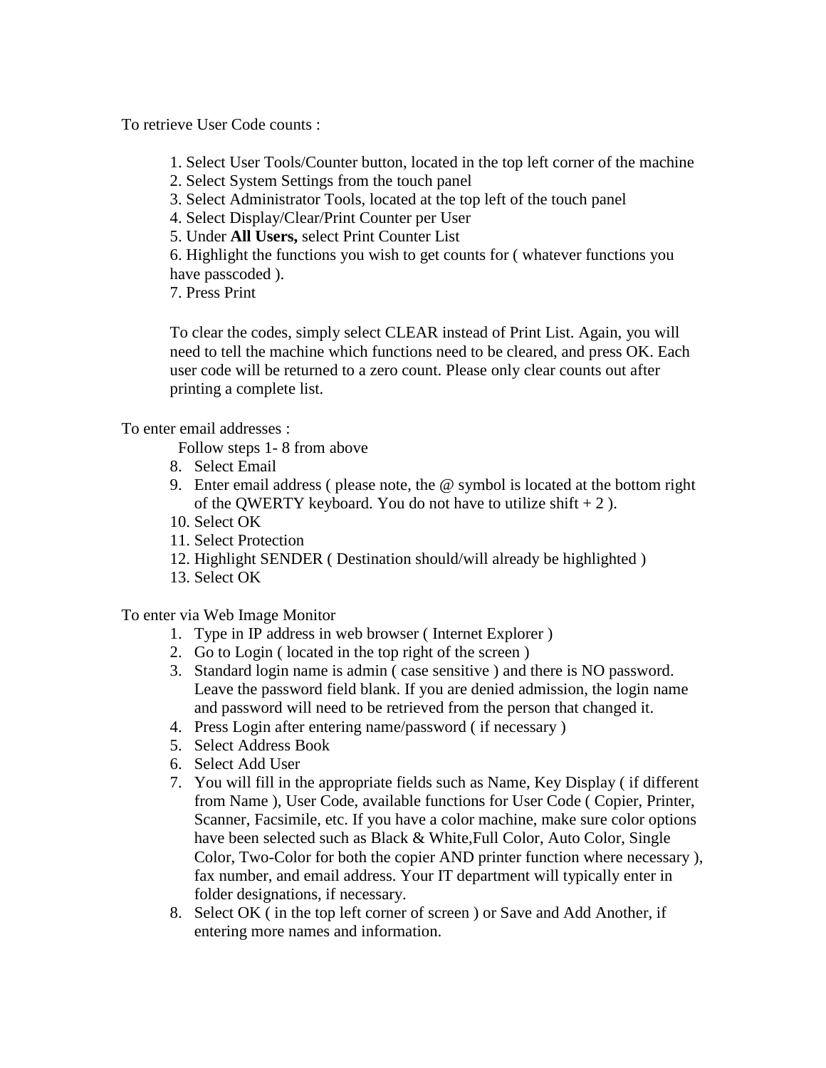To retrieve User Code counts :

1. Select User Tools/Counter button, located in the top left corner of the machine
2. Select System Settings from the touch panel
3. Select Administrator Tools, located at the top left of the touch panel
4. Select Display/Clear/Print Counter per User
5. Under **All Users,** select Print Counter List
6. Highlight the functions you wish to get counts for ( whatever functions you have passcoded ).
7. Press Print

To clear the codes, simply select CLEAR instead of Print List. Again, you will need to tell the machine which functions need to be cleared, and press OK. Each user code will be returned to a zero count. Please only clear counts out after printing a complete list.

To enter email addresses :

Follow steps 1- 8 from above

8. Select Email
9. Enter email address ( please note, the @ symbol is located at the bottom right of the QWERTY keyboard. You do not have to utilize shift + 2 ).
10. Select OK
11. Select Protection
12. Highlight SENDER ( Destination should/will already be highlighted )
13. Select OK

To enter via Web Image Monitor

1. Type in IP address in web browser ( Internet Explorer )
2. Go to Login ( located in the top right of the screen )
3. Standard login name is admin ( case sensitive ) and there is NO password. Leave the password field blank. If you are denied admission, the login name and password will need to be retrieved from the person that changed it.
4. Press Login after entering name/password ( if necessary )
5. Select Address Book
6. Select Add User
7. You will fill in the appropriate fields such as Name, Key Display ( if different from Name ), User Code, available functions for User Code ( Copier, Printer, Scanner, Facsimile, etc. If you have a color machine, make sure color options have been selected such as Black & White,Full Color, Auto Color, Single Color, Two-Color for both the copier AND printer function where necessary ), fax number, and email address. Your IT department will typically enter in folder designations, if necessary.
8. Select OK ( in the top left corner of screen ) or Save and Add Another, if entering more names and information.